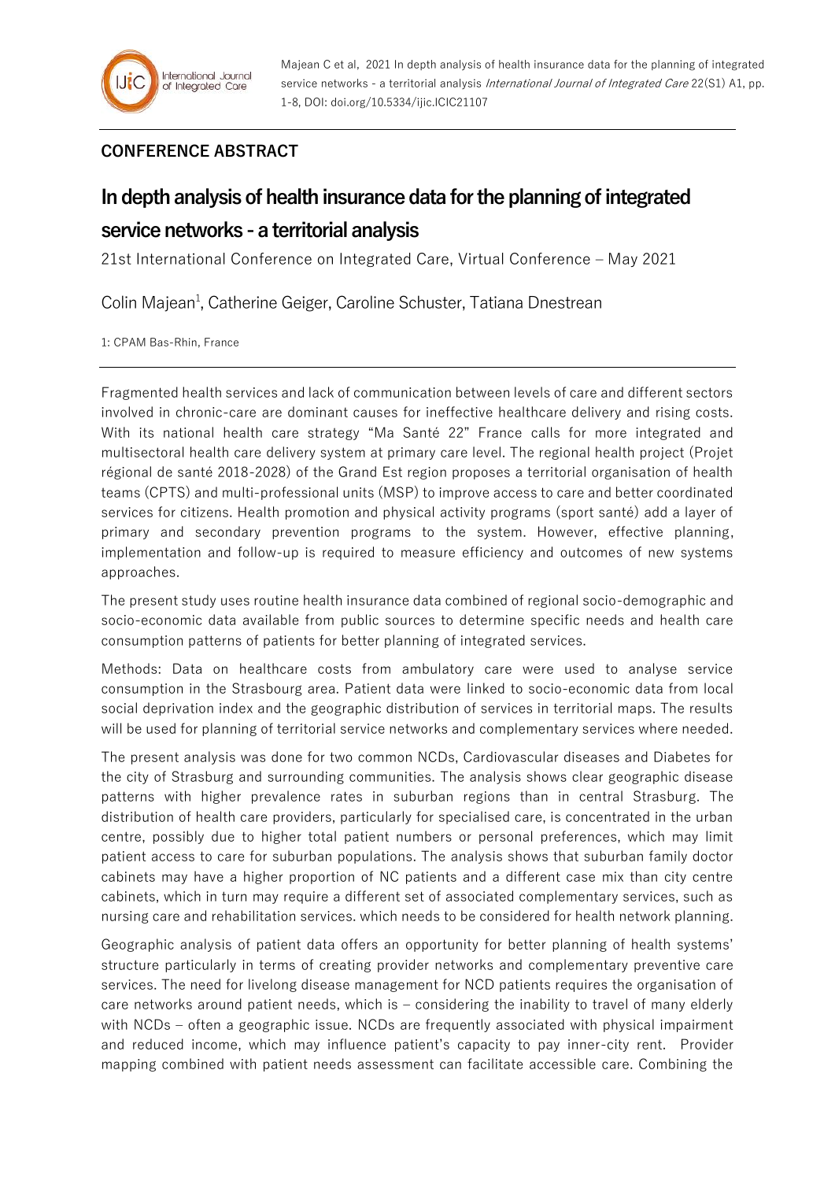**CONFERENCE ABSTRACT**

# In depth analysis of health insurance data for the planning of integrated service networks - a territorial analysis

21st International Conference on Integrated Care, Virtual Conference – May 2021

Colin Majean[1], Catherine Geiger, Caroline Schuster, Tatiana Dnestrean

1: CPAM Bas-Rhin, France

Fragmented health services and lack of communication between levels of care and different sectors involved in chronic-care are dominant causes for ineffective healthcare delivery and rising costs. With its national health care strategy "Ma Santé 22" France calls for more integrated and multisectoral health care delivery system at primary care level. The regional health project (Projet régional de santé 2018-2028) of the Grand Est region proposes a territorial organisation of health teams (CPTS) and multi-professional units (MSP) to improve access to care and better coordinated services for citizens. Health promotion and physical activity programs (sport santé) add a layer of primary and secondary prevention programs to the system. However, effective planning, implementation and follow-up is required to measure efficiency and outcomes of new systems approaches.

The present study uses routine health insurance data combined of regional socio-demographic and socio-economic data available from public sources to determine specific needs and health care consumption patterns of patients for better planning of integrated services.

Methods: Data on healthcare costs from ambulatory care were used to analyse service consumption in the Strasbourg area. Patient data were linked to socio-economic data from local social deprivation index and the geographic distribution of services in territorial maps. The results will be used for planning of territorial service networks and complementary services where needed.

The present analysis was done for two common NCDs, Cardiovascular diseases and Diabetes for the city of Strasburg and surrounding communities. The analysis shows clear geographic disease patterns with higher prevalence rates in suburban regions than in central Strasburg. The distribution of health care providers, particularly for specialised care, is concentrated in the urban centre, possibly due to higher total patient numbers or personal preferences, which may limit patient access to care for suburban populations. The analysis shows that suburban family doctor cabinets may have a higher proportion of NC patients and a different case mix than city centre cabinets, which in turn may require a different set of associated complementary services, such as nursing care and rehabilitation services. which needs to be considered for health network planning.

Geographic analysis of patient data offers an opportunity for better planning of health systems' structure particularly in terms of creating provider networks and complementary preventive care services. The need for livelong disease management for NCD patients requires the organisation of care networks around patient needs, which is – considering the inability to travel of many elderly with NCDs – often a geographic issue. NCDs are frequently associated with physical impairment and reduced income, which may influence patient's capacity to pay inner-city rent. Provider mapping combined with patient needs assessment can facilitate accessible care. Combining the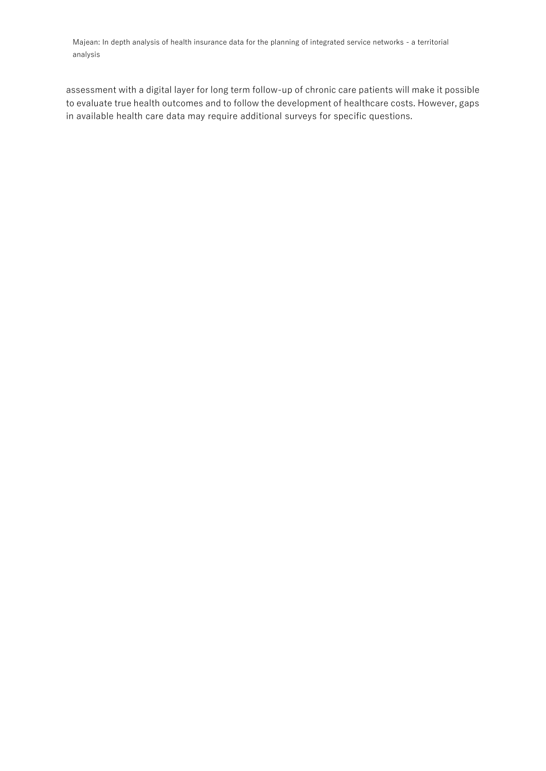assessment with a digital layer for long term follow-up of chronic care patients will make it possible to evaluate true health outcomes and to follow the development of healthcare costs. However, gaps in available health care data may require additional surveys for specific questions.